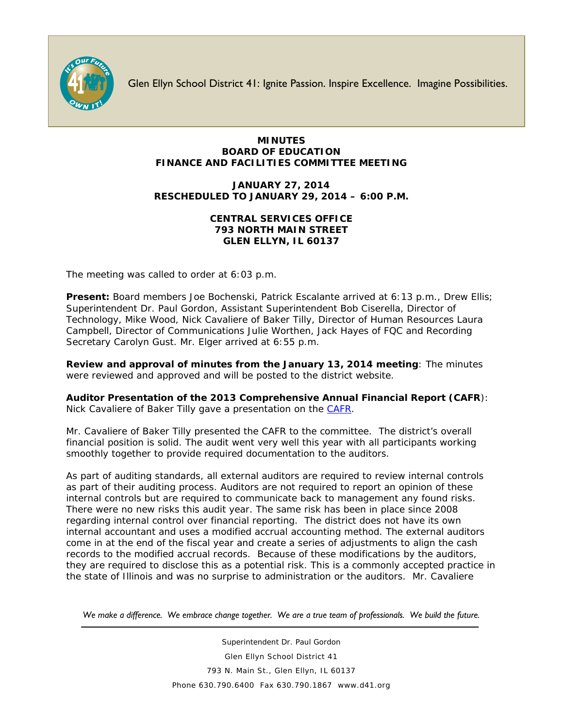Glen Ellyn School District 41: Ignite Passion. Inspire Excellence. Imagine Possibilities.

**MINUTES**
**BOARD OF EDUCATION**
**FINANCE AND FACILITIES COMMITTEE MEETING**

**JANUARY 27, 2014**
**RESCHEDULED TO JANUARY 29, 2014 – 6:00 P.M.**

**CENTRAL SERVICES OFFICE**
**793 NORTH MAIN STREET**
**GLEN ELLYN, IL 60137**

The meeting was called to order at 6:03 p.m.

**Present:** Board members Joe Bochenski, Patrick Escalante arrived at 6:13 p.m., Drew Ellis; Superintendent Dr. Paul Gordon, Assistant Superintendent Bob Ciserella, Director of Technology, Mike Wood, Nick Cavaliere of Baker Tilly, Director of Human Resources Laura Campbell, Director of Communications Julie Worthen, Jack Hayes of FQC and Recording Secretary Carolyn Gust. Mr. Elger arrived at 6:55 p.m.

**Review and approval of minutes from the January 13, 2014 meeting**: The minutes were reviewed and approved and will be posted to the district website.

**Auditor Presentation of the 2013 Comprehensive Annual Financial Report (CAFR)**: Nick Cavaliere of Baker Tilly gave a presentation on the CAFR.

Mr. Cavaliere of Baker Tilly presented the CAFR to the committee. The district's overall financial position is solid. The audit went very well this year with all participants working smoothly together to provide required documentation to the auditors.

As part of auditing standards, all external auditors are required to review internal controls as part of their auditing process. Auditors are not required to report an opinion of these internal controls but are required to communicate back to management any found risks. There were no new risks this audit year. The same risk has been in place since 2008 regarding internal control over financial reporting. The district does not have its own internal accountant and uses a modified accrual accounting method. The external auditors come in at the end of the fiscal year and create a series of adjustments to align the cash records to the modified accrual records. Because of these modifications by the auditors, they are required to disclose this as a potential risk. This is a commonly accepted practice in the state of Illinois and was no surprise to administration or the auditors. Mr. Cavaliere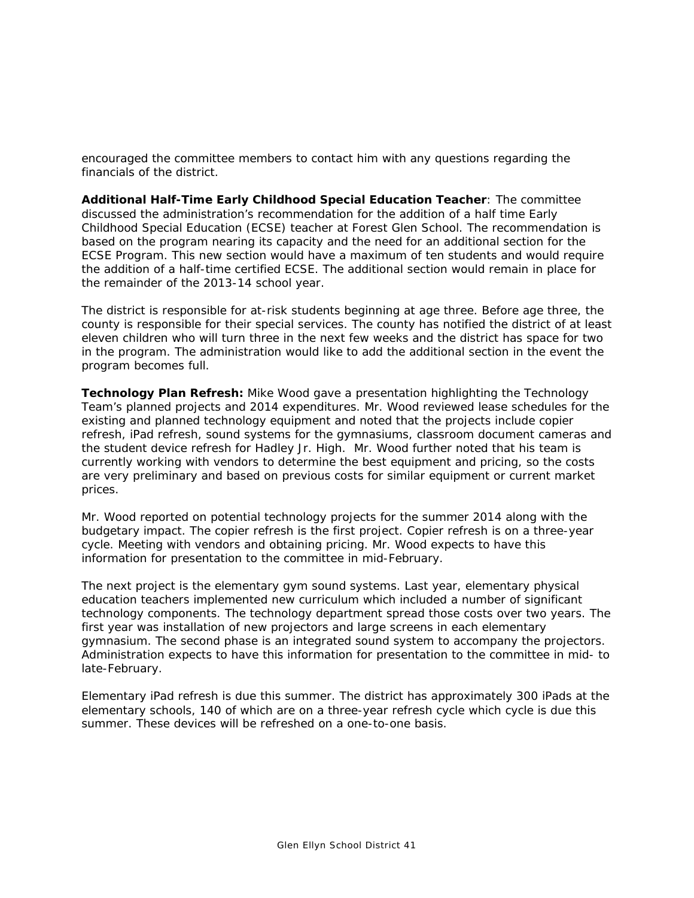encouraged the committee members to contact him with any questions regarding the financials of the district.

**Additional Half-Time Early Childhood Special Education Teacher**: The committee discussed the administration's recommendation for the addition of a half time Early Childhood Special Education (ECSE) teacher at Forest Glen School. The recommendation is based on the program nearing its capacity and the need for an additional section for the ECSE Program. This new section would have a maximum of ten students and would require the addition of a half-time certified ECSE. The additional section would remain in place for the remainder of the 2013-14 school year.

The district is responsible for at-risk students beginning at age three. Before age three, the county is responsible for their special services. The county has notified the district of at least eleven children who will turn three in the next few weeks and the district has space for two in the program. The administration would like to add the additional section in the event the program becomes full.

**Technology Plan Refresh:** Mike Wood gave a presentation highlighting the Technology Team's planned projects and 2014 expenditures. Mr. Wood reviewed lease schedules for the existing and planned technology equipment and noted that the projects include copier refresh, iPad refresh, sound systems for the gymnasiums, classroom document cameras and the student device refresh for Hadley Jr. High. Mr. Wood further noted that his team is currently working with vendors to determine the best equipment and pricing, so the costs are very preliminary and based on previous costs for similar equipment or current market prices.

Mr. Wood reported on potential technology projects for the summer 2014 along with the budgetary impact. The copier refresh is the first project. Copier refresh is on a three-year cycle. Meeting with vendors and obtaining pricing. Mr. Wood expects to have this information for presentation to the committee in mid-February.

The next project is the elementary gym sound systems. Last year, elementary physical education teachers implemented new curriculum which included a number of significant technology components. The technology department spread those costs over two years. The first year was installation of new projectors and large screens in each elementary gymnasium. The second phase is an integrated sound system to accompany the projectors. Administration expects to have this information for presentation to the committee in mid- to late-February.

Elementary iPad refresh is due this summer. The district has approximately 300 iPads at the elementary schools, 140 of which are on a three-year refresh cycle which cycle is due this summer. These devices will be refreshed on a one-to-one basis.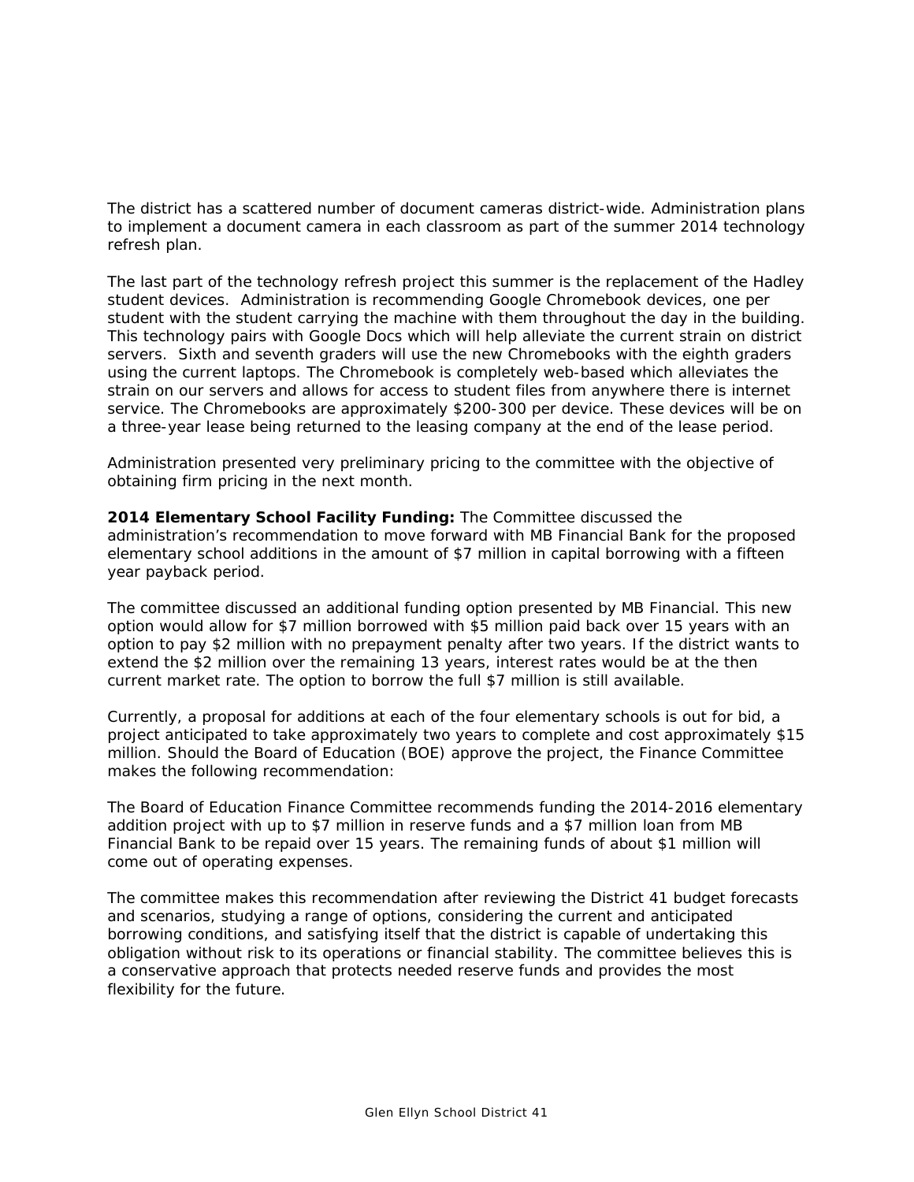The district has a scattered number of document cameras district-wide. Administration plans to implement a document camera in each classroom as part of the summer 2014 technology refresh plan.

The last part of the technology refresh project this summer is the replacement of the Hadley student devices. Administration is recommending Google Chromebook devices, one per student with the student carrying the machine with them throughout the day in the building. This technology pairs with Google Docs which will help alleviate the current strain on district servers. Sixth and seventh graders will use the new Chromebooks with the eighth graders using the current laptops. The Chromebook is completely web-based which alleviates the strain on our servers and allows for access to student files from anywhere there is internet service. The Chromebooks are approximately $200-300 per device. These devices will be on a three-year lease being returned to the leasing company at the end of the lease period.

Administration presented very preliminary pricing to the committee with the objective of obtaining firm pricing in the next month.

**2014 Elementary School Facility Funding:** The Committee discussed the administration's recommendation to move forward with MB Financial Bank for the proposed elementary school additions in the amount of $7 million in capital borrowing with a fifteen year payback period.

The committee discussed an additional funding option presented by MB Financial. This new option would allow for $7 million borrowed with $5 million paid back over 15 years with an option to pay $2 million with no prepayment penalty after two years. If the district wants to extend the $2 million over the remaining 13 years, interest rates would be at the then current market rate. The option to borrow the full $7 million is still available.

Currently, a proposal for additions at each of the four elementary schools is out for bid, a project anticipated to take approximately two years to complete and cost approximately $15 million. Should the Board of Education (BOE) approve the project, the Finance Committee makes the following recommendation:

The Board of Education Finance Committee recommends funding the 2014-2016 elementary addition project with up to $7 million in reserve funds and a $7 million loan from MB Financial Bank to be repaid over 15 years. The remaining funds of about $1 million will come out of operating expenses.

The committee makes this recommendation after reviewing the District 41 budget forecasts and scenarios, studying a range of options, considering the current and anticipated borrowing conditions, and satisfying itself that the district is capable of undertaking this obligation without risk to its operations or financial stability. The committee believes this is a conservative approach that protects needed reserve funds and provides the most flexibility for the future.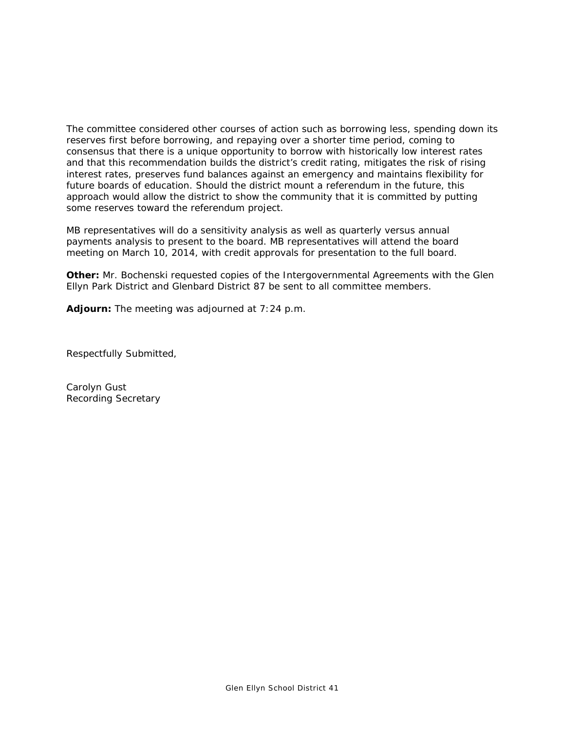The committee considered other courses of action such as borrowing less, spending down its reserves first before borrowing, and repaying over a shorter time period, coming to consensus that there is a unique opportunity to borrow with historically low interest rates and that this recommendation builds the district's credit rating, mitigates the risk of rising interest rates, preserves fund balances against an emergency and maintains flexibility for future boards of education. Should the district mount a referendum in the future, this approach would allow the district to show the community that it is committed by putting some reserves toward the referendum project.

MB representatives will do a sensitivity analysis as well as quarterly versus annual payments analysis to present to the board. MB representatives will attend the board meeting on March 10, 2014, with credit approvals for presentation to the full board.

**Other:** Mr. Bochenski requested copies of the Intergovernmental Agreements with the Glen Ellyn Park District and Glenbard District 87 be sent to all committee members.

**Adjourn:** The meeting was adjourned at 7:24 p.m.

Respectfully Submitted,

Carolyn Gust
Recording Secretary